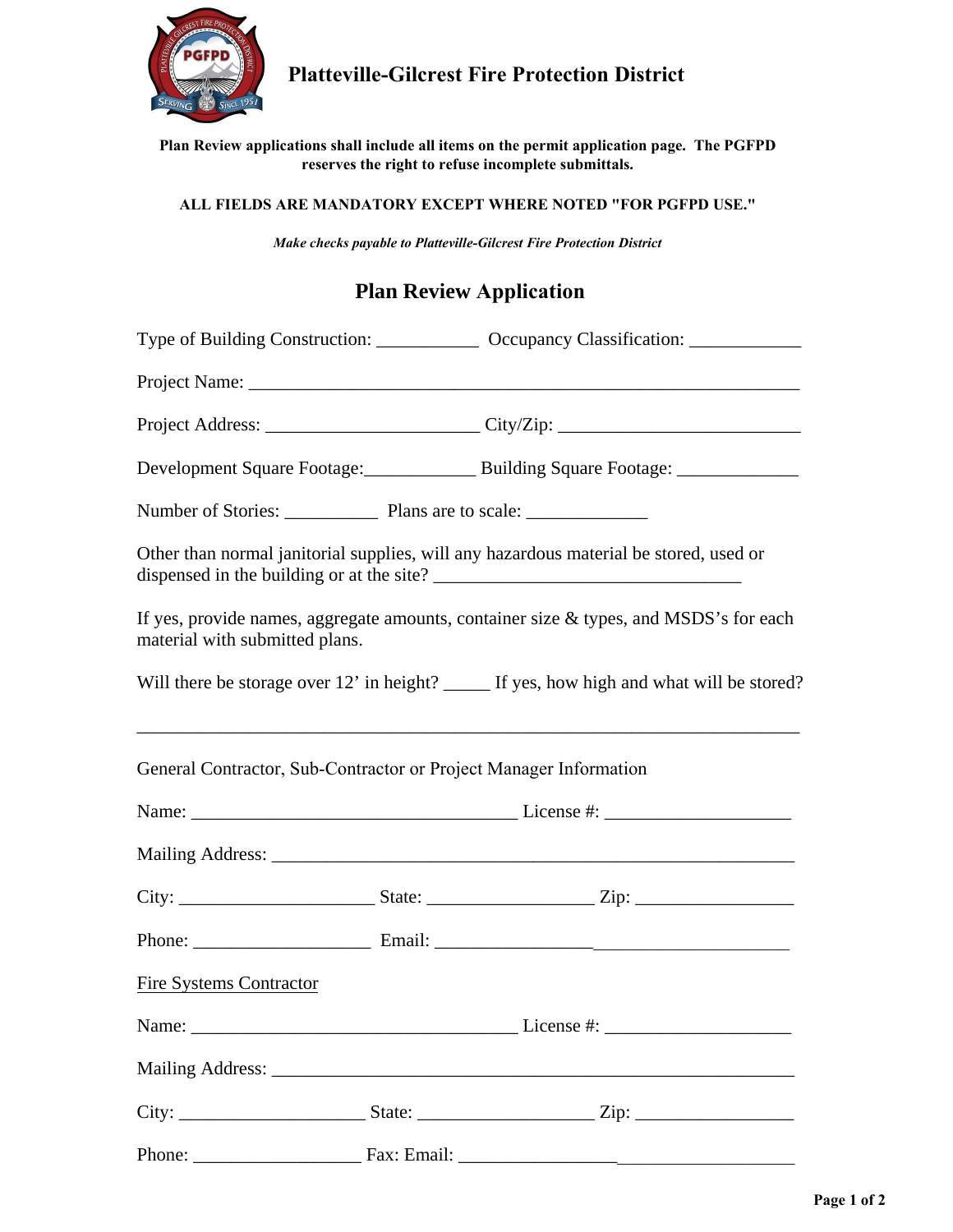# Platteville-Gilcrest Fire Protection District

**Plan Review applications shall include all items on the permit application page. The PGFPD reserves the right to refuse incomplete submittals.**

**ALL FIELDS ARE MANDATORY EXCEPT WHERE NOTED "FOR PGFPD USE."**

***Make checks payable to Platteville-Gilcrest Fire Protection District***

## Plan Review Application

Type of Building Construction: ___________ Occupancy Classification: ____________

Project Name: ____________________________________________________________

Project Address: ______________________ City/Zip: _________________________

Development Square Footage:____________ Building Square Footage: _____________

Number of Stories: __________ Plans are to scale: _____________

Other than normal janitorial supplies, will any hazardous material be stored, used or dispensed in the building or at the site? ________________________________

If yes, provide names, aggregate amounts, container size & types, and MSDS's for each material with submitted plans.

Will there be storage over 12' in height? _____ If yes, how high and what will be stored?

_________________________________________________________________________

General Contractor, Sub-Contractor or Project Manager Information

Name: ___________________________________ License #: ___________________

Mailing Address: _______________________________________________________

City: ____________________ State: _________________ Zip: ________________

Phone: __________________ Email: ______________________________________

Fire Systems Contractor

Name: ___________________________________ License #: ___________________

Mailing Address: _______________________________________________________

City: ___________________ State: __________________ Zip: ________________

Phone: _________________ Fax: Email: ____________________________________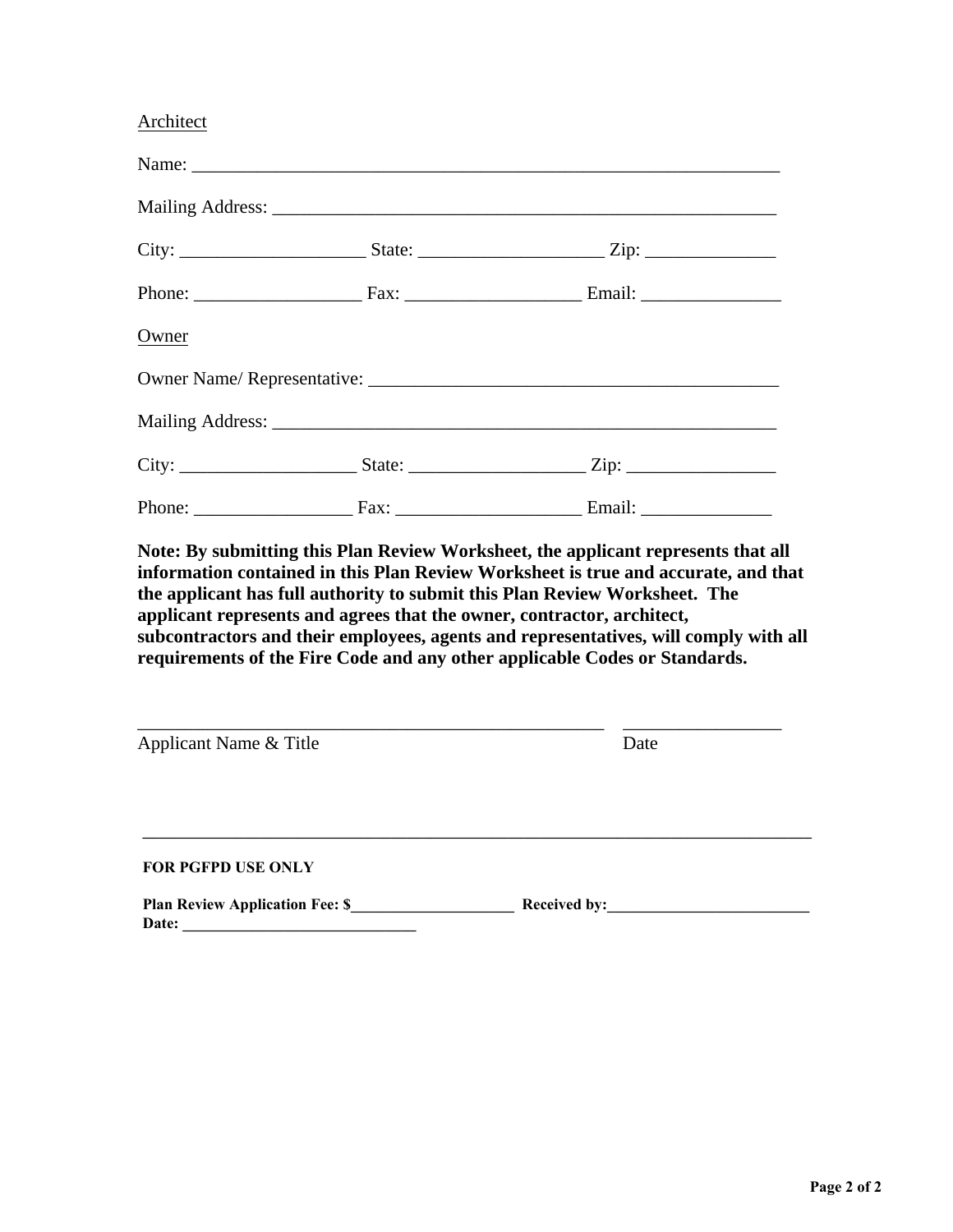Architect

Name: ___________________________________________________________________

Mailing Address: _______________________________________________________

City: ____________________ State: ____________________ Zip: ______________

Phone: __________________ Fax: ___________________ Email: _______________

Owner

Owner Name/ Representative: _____________________________________________

Mailing Address: _______________________________________________________

City: ___________________ State: ___________________ Zip: ________________

Phone: _________________ Fax: ____________________ Email: ______________

**Note: By submitting this Plan Review Worksheet, the applicant represents that all information contained in this Plan Review Worksheet is true and accurate, and that the applicant has full authority to submit this Plan Review Worksheet. The applicant represents and agrees that the owner, contractor, architect, subcontractors and their employees, agents and representatives, will comply with all requirements of the Fire Code and any other applicable Codes or Standards.**

______________________________________________________ _________________

Applicant Name & Title Date

---

**FOR PGFPD USE ONLY**

**Plan Review Application Fee: $_____________________ Received by:_________________________**

**Date: _____________________________**